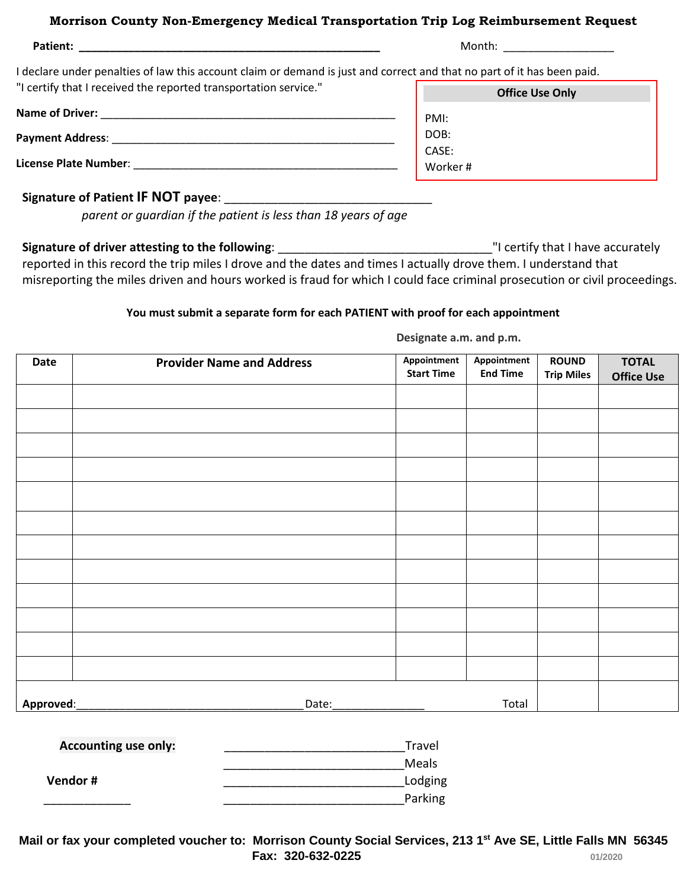# Morrison County Non-Emergency Medical Transportation Trip Log Reimbursement Request

**Patient:** ______________________________________________ Month: _________________

I declare under penalties of law this account claim or demand is just and correct and that no part of it has been paid.
"I certify that I received the reported transportation service."

**Name of Driver:** _____________________________________________

**Payment Address**: ____________________________________________

**License Plate Number**: ________________________________________

| Office Use Only |
|---|
| PMI: |
| DOB: |
| CASE: |
| Worker # |

**Signature of Patient IF NOT payee**: ______________________________
*parent or guardian if the patient is less than 18 years of age*

**Signature of driver attesting to the following**: ______________________________"I certify that I have accurately reported in this record the trip miles I drove and the dates and times I actually drove them. I understand that misreporting the miles driven and hours worked is fraud for which I could face criminal prosecution or civil proceedings.

**You must submit a separate form for each PATIENT with proof for each appointment**

**Designate a.m. and p.m.**

| Date | Provider Name and Address | Appointment Start Time | Appointment End Time | ROUND Trip Miles | TOTAL Office Use |
|---|---|---|---|---|---|
| | | | | | |
| | | | | | |
| | | | | | |
| | | | | | |
| | | | | | |
| | | | | | |
| | | | | | |
| | | | | | |
| | | | | | |
| | | | | | |
| | | | | | |
| | | | | | |
| **Approved**:___________________________________ Date:______________ | | | Total | | |

**Accounting use only:**

**Vendor #**

_____________

___________________________Travel

___________________________Meals

___________________________Lodging

___________________________Parking

**Mail or fax your completed voucher to: Morrison County Social Services, 213 1st Ave SE, Little Falls MN 56345**
**Fax: 320-632-0225**

01/2020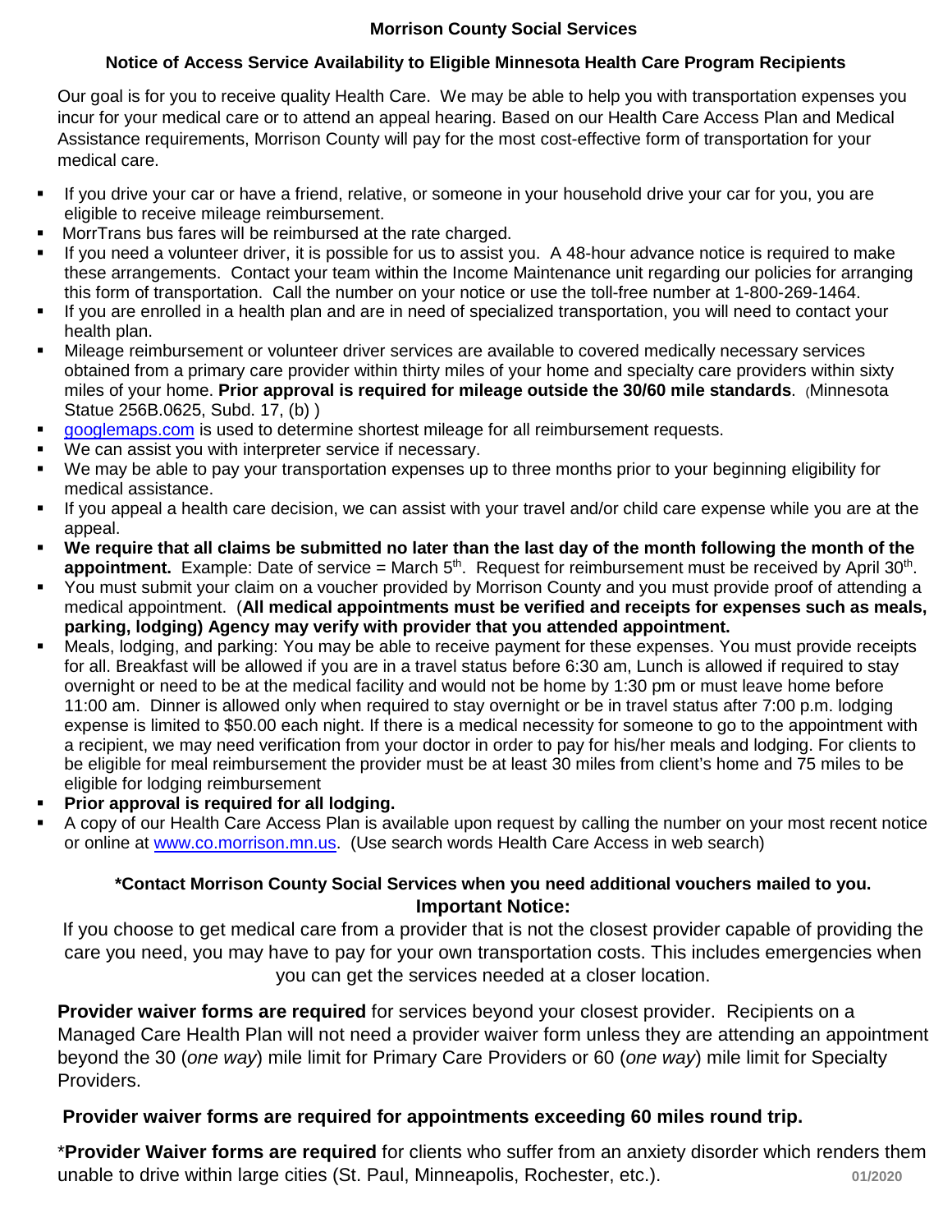**Morrison County Social Services**

**Notice of Access Service Availability to Eligible Minnesota Health Care Program Recipients**

Our goal is for you to receive quality Health Care. We may be able to help you with transportation expenses you incur for your medical care or to attend an appeal hearing. Based on our Health Care Access Plan and Medical Assistance requirements, Morrison County will pay for the most cost-effective form of transportation for your medical care.

- If you drive your car or have a friend, relative, or someone in your household drive your car for you, you are eligible to receive mileage reimbursement.
- MorrTrans bus fares will be reimbursed at the rate charged.
- If you need a volunteer driver, it is possible for us to assist you. A 48-hour advance notice is required to make these arrangements. Contact your team within the Income Maintenance unit regarding our policies for arranging this form of transportation. Call the number on your notice or use the toll-free number at 1-800-269-1464.
- If you are enrolled in a health plan and are in need of specialized transportation, you will need to contact your health plan.
- Mileage reimbursement or volunteer driver services are available to covered medically necessary services obtained from a primary care provider within thirty miles of your home and specialty care providers within sixty miles of your home. **Prior approval is required for mileage outside the 30/60 mile standards**. (Minnesota Statue 256B.0625, Subd. 17, (b) )
- googlemaps.com is used to determine shortest mileage for all reimbursement requests.
- We can assist you with interpreter service if necessary.
- We may be able to pay your transportation expenses up to three months prior to your beginning eligibility for medical assistance.
- If you appeal a health care decision, we can assist with your travel and/or child care expense while you are at the appeal.
- **We require that all claims be submitted no later than the last day of the month following the month of the appointment.** Example: Date of service = March 5th. Request for reimbursement must be received by April 30th.
- You must submit your claim on a voucher provided by Morrison County and you must provide proof of attending a medical appointment. (**All medical appointments must be verified and receipts for expenses such as meals, parking, lodging) Agency may verify with provider that you attended appointment.**
- Meals, lodging, and parking: You may be able to receive payment for these expenses. You must provide receipts for all. Breakfast will be allowed if you are in a travel status before 6:30 am, Lunch is allowed if required to stay overnight or need to be at the medical facility and would not be home by 1:30 pm or must leave home before 11:00 am. Dinner is allowed only when required to stay overnight or be in travel status after 7:00 p.m. lodging expense is limited to $50.00 each night. If there is a medical necessity for someone to go to the appointment with a recipient, we may need verification from your doctor in order to pay for his/her meals and lodging. For clients to be eligible for meal reimbursement the provider must be at least 30 miles from client's home and 75 miles to be eligible for lodging reimbursement
- **Prior approval is required for all lodging.**
- A copy of our Health Care Access Plan is available upon request by calling the number on your most recent notice or online at www.co.morrison.mn.us. (Use search words Health Care Access in web search)

**\*Contact Morrison County Social Services when you need additional vouchers mailed to you.**

**Important Notice:**

If you choose to get medical care from a provider that is not the closest provider capable of providing the care you need, you may have to pay for your own transportation costs. This includes emergencies when you can get the services needed at a closer location.

**Provider waiver forms are required** for services beyond your closest provider. Recipients on a Managed Care Health Plan will not need a provider waiver form unless they are attending an appointment beyond the 30 (*one way*) mile limit for Primary Care Providers or 60 (*one way*) mile limit for Specialty Providers.

**Provider waiver forms are required for appointments exceeding 60 miles round trip.**

\***Provider Waiver forms are required** for clients who suffer from an anxiety disorder which renders them unable to drive within large cities (St. Paul, Minneapolis, Rochester, etc.).

01/2020